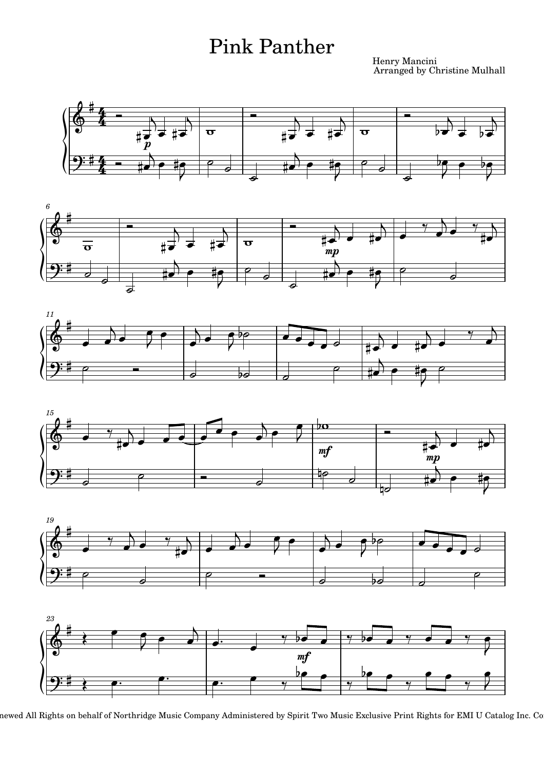# Pink Panther

Henry Mancini
Arranged by Christine Mulhall

newed All Rights on behalf of Northridge Music Company Administered by Spirit Two Music Exclusive Print Rights for EMI U Catalog Inc. Co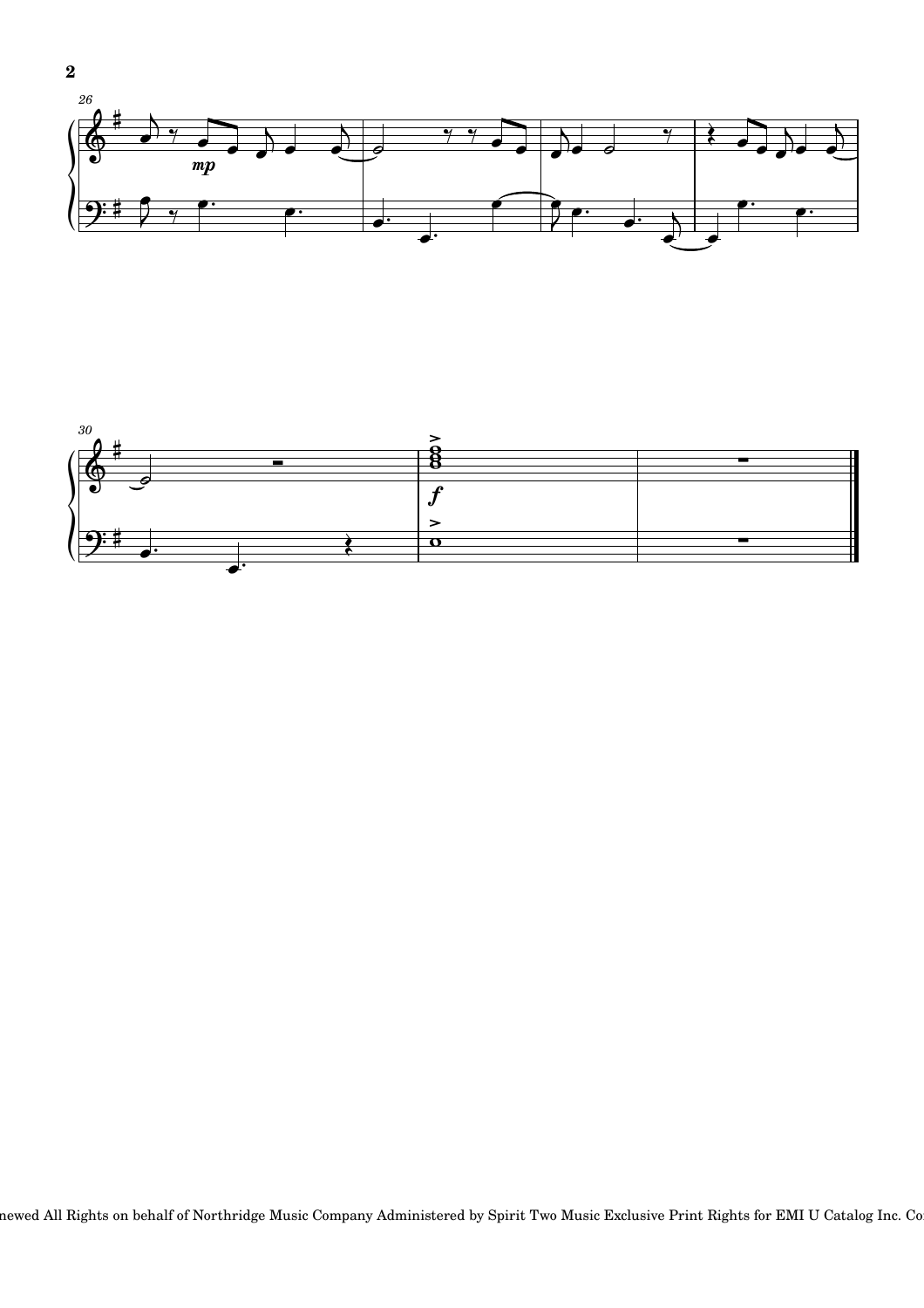newed All Rights on behalf of Northridge Music Company Administered by Spirit Two Music Exclusive Print Rights for EMI U Catalog Inc. Co